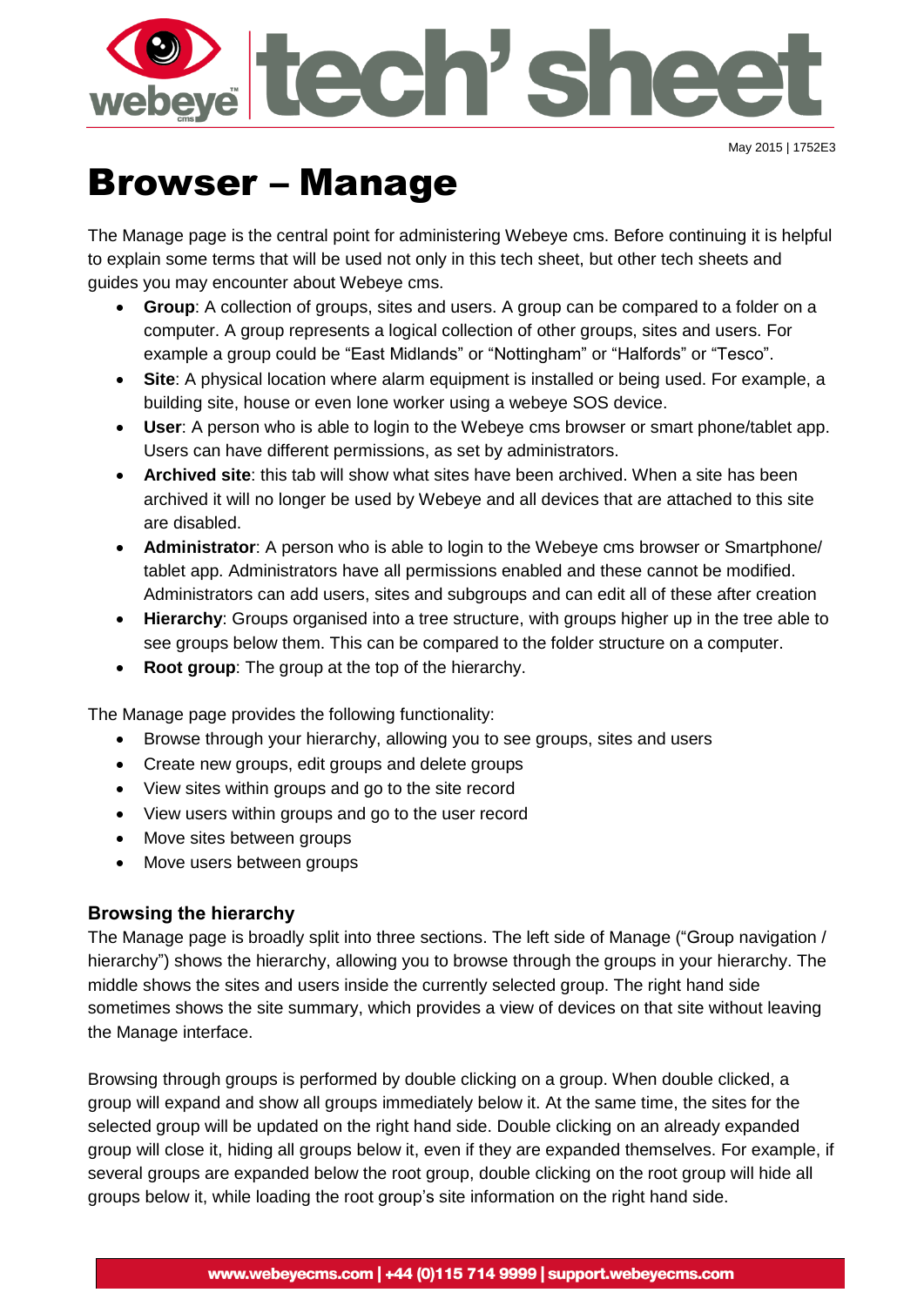May 2015 | 1752E3

# Browser – Manage

The Manage page is the central point for administering Webeye cms. Before continuing it is helpful to explain some terms that will be used not only in this tech sheet, but other tech sheets and guides you may encounter about Webeye cms.

- **Group**: A collection of groups, sites and users. A group can be compared to a folder on a computer. A group represents a logical collection of other groups, sites and users. For example a group could be "East Midlands" or "Nottingham" or "Halfords" or "Tesco".
- **Site**: A physical location where alarm equipment is installed or being used. For example, a building site, house or even lone worker using a webeye SOS device.
- **User**: A person who is able to login to the Webeye cms browser or smart phone/tablet app. Users can have different permissions, as set by administrators.
- **Archived site**: this tab will show what sites have been archived. When a site has been archived it will no longer be used by Webeye and all devices that are attached to this site are disabled.
- **Administrator**: A person who is able to login to the Webeye cms browser or Smartphone/ tablet app. Administrators have all permissions enabled and these cannot be modified. Administrators can add users, sites and subgroups and can edit all of these after creation
- **Hierarchy**: Groups organised into a tree structure, with groups higher up in the tree able to see groups below them. This can be compared to the folder structure on a computer.
- **Root group**: The group at the top of the hierarchy.

The Manage page provides the following functionality:

- Browse through your hierarchy, allowing you to see groups, sites and users
- Create new groups, edit groups and delete groups
- View sites within groups and go to the site record
- View users within groups and go to the user record
- Move sites between groups
- Move users between groups

### Browsing the hierarchy

The Manage page is broadly split into three sections. The left side of Manage ("Group navigation / hierarchy") shows the hierarchy, allowing you to browse through the groups in your hierarchy. The middle shows the sites and users inside the currently selected group. The right hand side sometimes shows the site summary, which provides a view of devices on that site without leaving the Manage interface.

Browsing through groups is performed by double clicking on a group. When double clicked, a group will expand and show all groups immediately below it. At the same time, the sites for the selected group will be updated on the right hand side. Double clicking on an already expanded group will close it, hiding all groups below it, even if they are expanded themselves. For example, if several groups are expanded below the root group, double clicking on the root group will hide all groups below it, while loading the root group's site information on the right hand side.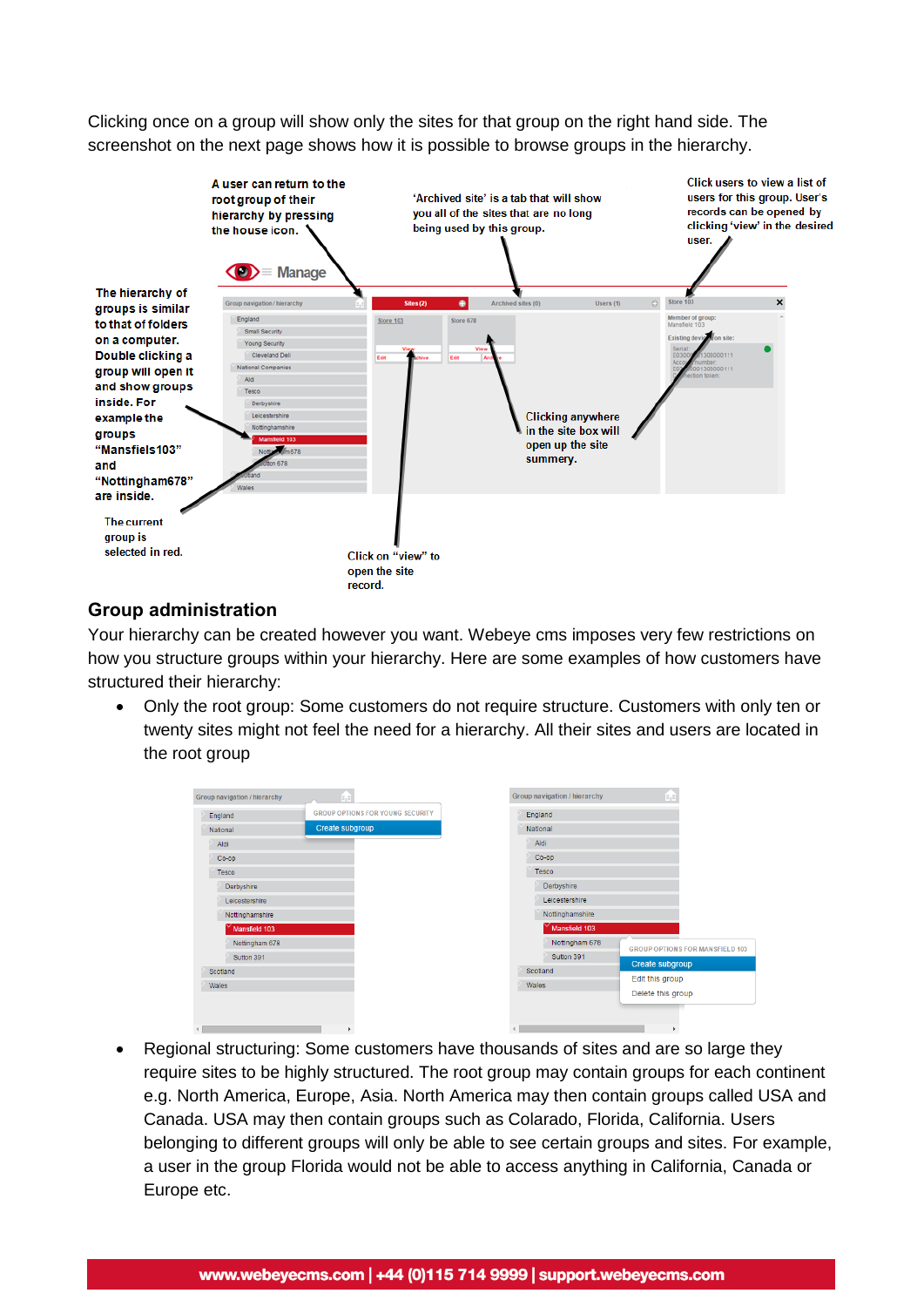Clicking once on a group will show only the sites for that group on the right hand side. The screenshot on the next page shows how it is possible to browse groups in the hierarchy.

A user can return to the root group of their hierarchy by pressing the house icon.

'Archived site' is a tab that will show you all of the sites that are no long being used by this group.

Click users to view a list of users for this group. User's records can be opened by clicking 'view' in the desired user.

The hierarchy of groups is similar to that of folders on a computer. Double clicking a group will open it and show groups inside. For example the groups "Mansfiels103" and "Nottingham678" are inside.

Clicking anywhere in the site box will open up the site summery.

The current group is selected in red.

Click on "view" to open the site record.

## Group administration

Your hierarchy can be created however you want. Webeye cms imposes very few restrictions on how you structure groups within your hierarchy. Here are some examples of how customers have structured their hierarchy:

- Only the root group: Some customers do not require structure. Customers with only ten or twenty sites might not feel the need for a hierarchy. All their sites and users are located in the root group

- Regional structuring: Some customers have thousands of sites and are so large they require sites to be highly structured. The root group may contain groups for each continent e.g. North America, Europe, Asia. North America may then contain groups called USA and Canada. USA may then contain groups such as Colorado, Florida, California. Users belonging to different groups will only be able to see certain groups and sites. For example, a user in the group Florida would not be able to access anything in California, Canada or Europe etc.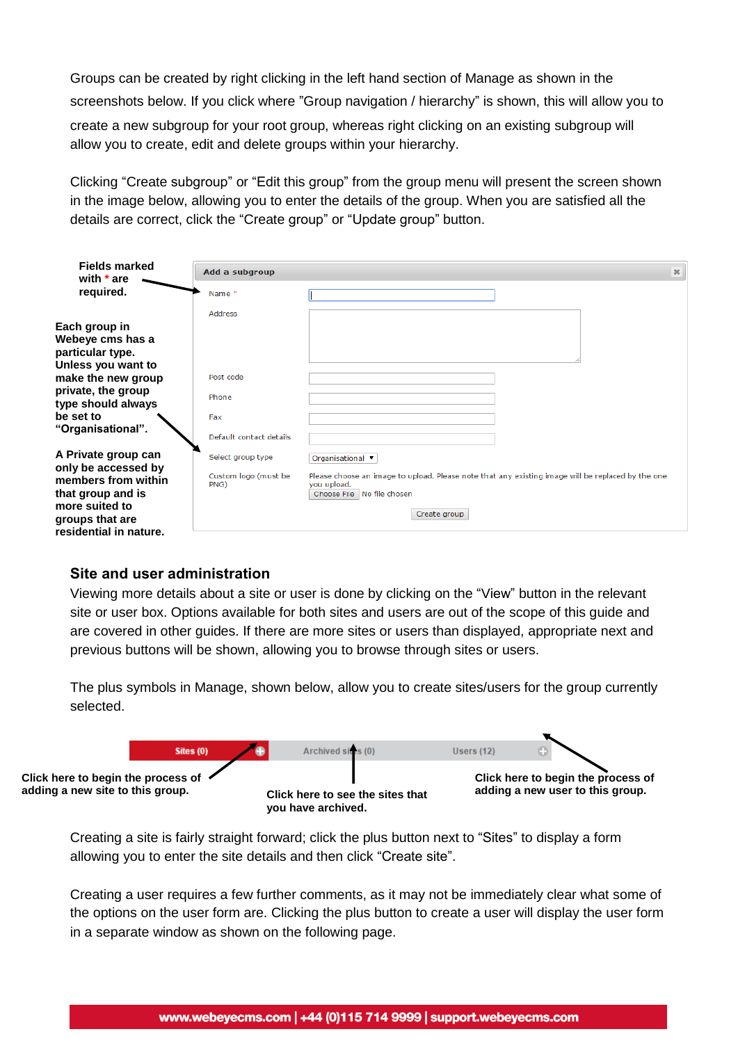Groups can be created by right clicking in the left hand section of Manage as shown in the screenshots below. If you click where "Group navigation / hierarchy" is shown, this will allow you to create a new subgroup for your root group, whereas right clicking on an existing subgroup will allow you to create, edit and delete groups within your hierarchy.

Clicking "Create subgroup" or "Edit this group" from the group menu will present the screen shown in the image below, allowing you to enter the details of the group. When you are satisfied all the details are correct, click the "Create group" or "Update group" button.

**Fields marked with * are required.**

**Each group in Webeye cms has a particular type. Unless you want to make the new group private, the group type should always be set to "Organisational".**

**A Private group can only be accessed by members from within that group and is more suited to groups that are residential in nature.**

Add a subgroup

Name *

Address

Post code

Phone

Fax

Default contact details

Select group type: Organisational

Custom logo (must be PNG): Please choose an image to upload. Please note that any existing image will be replaced by the one you upload. Choose File No file chosen

Create group

## Site and user administration

Viewing more details about a site or user is done by clicking on the "View" button in the relevant site or user box. Options available for both sites and users are out of the scope of this guide and are covered in other guides. If there are more sites or users than displayed, appropriate next and previous buttons will be shown, allowing you to browse through sites or users.

The plus symbols in Manage, shown below, allow you to create sites/users for the group currently selected.

Sites (0) | Archived sites (0) | Users (12)

**Click here to begin the process of adding a new site to this group.**

**Click here to see the sites that you have archived.**

**Click here to begin the process of adding a new user to this group.**

Creating a site is fairly straight forward; click the plus button next to "Sites" to display a form allowing you to enter the site details and then click "Create site".

Creating a user requires a few further comments, as it may not be immediately clear what some of the options on the user form are. Clicking the plus button to create a user will display the user form in a separate window as shown on the following page.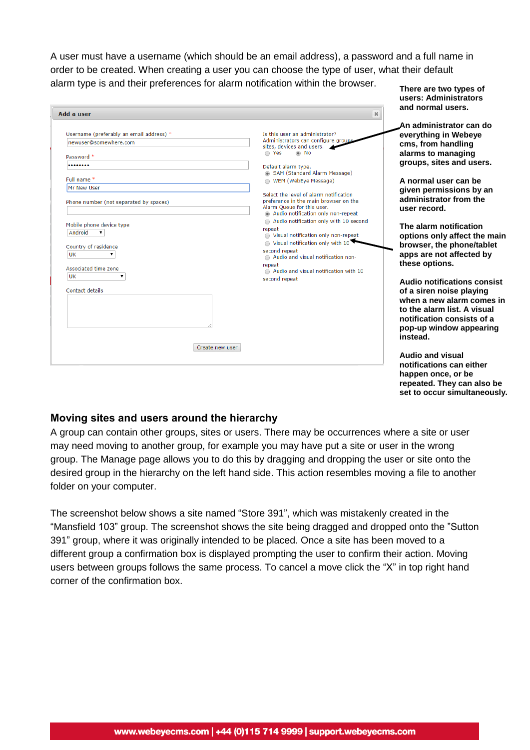A user must have a username (which should be an email address), a password and a full name in order to be created. When creating a user you can choose the type of user, what their default alarm type is and their preferences for alarm notification within the browser.

**Add a user**

Username (preferably an email address) *
newuser@somewhere.com

Password *
••••••••

Full name *
Mr New User

Phone number (not separated by spaces)

Mobile phone device type
Android

Country of residence
UK

Associated time zone
UK

Contact details

Is this user an administrator?
Administrators can configure groups, sites, devices and users.
Yes / No

Default alarm type.
SAM (Standard Alarm Message)
WEM (WebEye Message)

Select the level of alarm notification preference in the main browser on the Alarm Queue for this user.
Audio notification only non-repeat
Audio notification only with 10 second repeat
Visual notification only non-repeat
Visual notification only with 10 second repeat
Audio and visual notification non-repeat
Audio and visual notification with 10 second repeat

Create new user

**There are two types of users: Administrators and normal users.**

**An administrator can do everything in Webeye cms, from handling alarms to managing groups, sites and users.**

**A normal user can be given permissions by an administrator from the user record.**

**The alarm notification options only affect the main browser, the phone/tablet apps are not affected by these options.**

**Audio notifications consist of a siren noise playing when a new alarm comes in to the alarm list. A visual notification consists of a pop-up window appearing instead.**

**Audio and visual notifications can either happen once, or be repeated. They can also be set to occur simultaneously.**

## Moving sites and users around the hierarchy

A group can contain other groups, sites or users. There may be occurrences where a site or user may need moving to another group, for example you may have put a site or user in the wrong group. The Manage page allows you to do this by dragging and dropping the user or site onto the desired group in the hierarchy on the left hand side. This action resembles moving a file to another folder on your computer.

The screenshot below shows a site named “Store 391”, which was mistakenly created in the “Mansfield 103” group. The screenshot shows the site being dragged and dropped onto the ”Sutton 391” group, where it was originally intended to be placed. Once a site has been moved to a different group a confirmation box is displayed prompting the user to confirm their action. Moving users between groups follows the same process. To cancel a move click the “X” in top right hand corner of the confirmation box.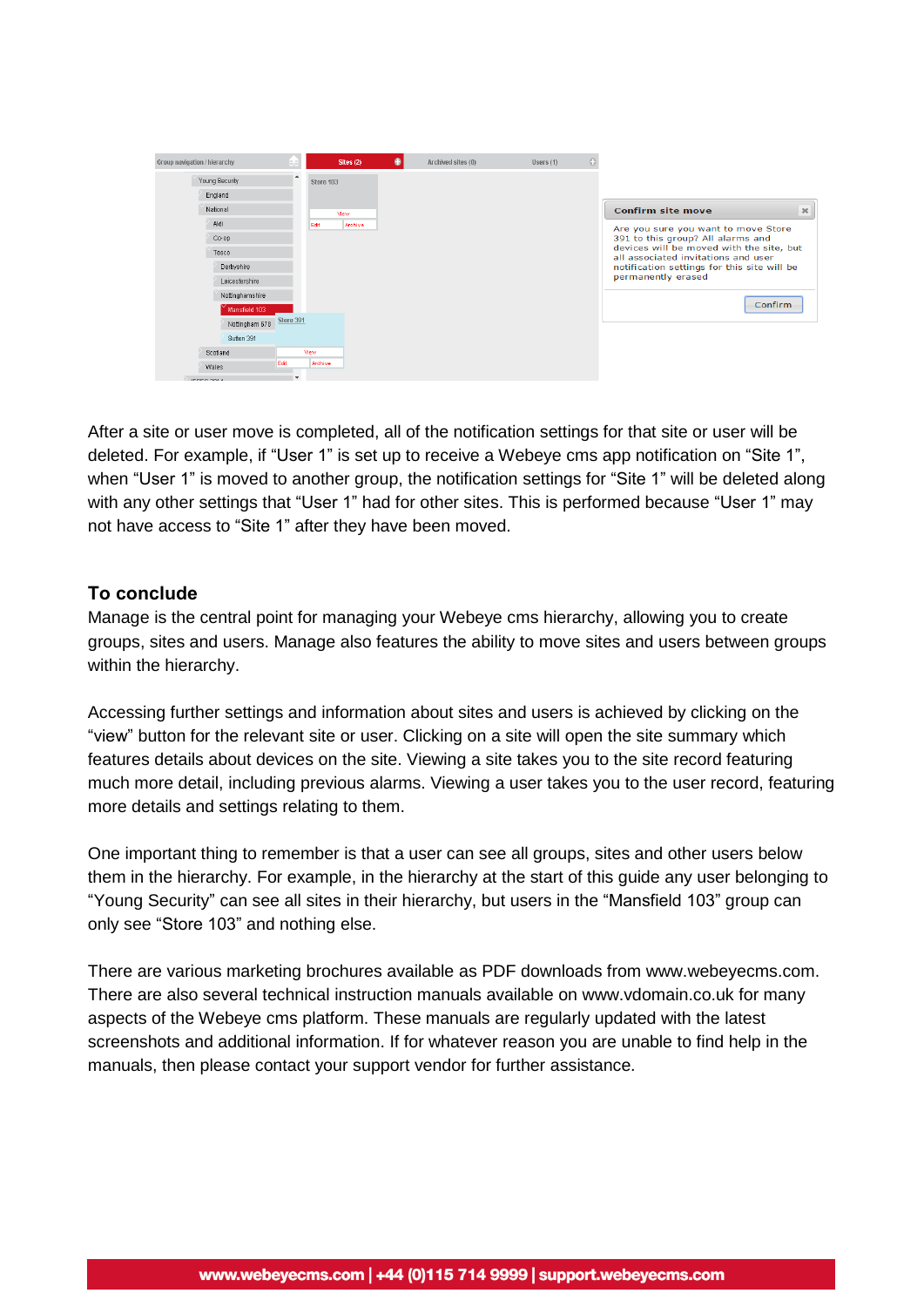After a site or user move is completed, all of the notification settings for that site or user will be deleted. For example, if “User 1” is set up to receive a Webeye cms app notification on “Site 1”, when “User 1” is moved to another group, the notification settings for “Site 1” will be deleted along with any other settings that “User 1” had for other sites. This is performed because “User 1” may not have access to “Site 1” after they have been moved.

### To conclude

Manage is the central point for managing your Webeye cms hierarchy, allowing you to create groups, sites and users. Manage also features the ability to move sites and users between groups within the hierarchy.

Accessing further settings and information about sites and users is achieved by clicking on the “view” button for the relevant site or user. Clicking on a site will open the site summary which features details about devices on the site. Viewing a site takes you to the site record featuring much more detail, including previous alarms. Viewing a user takes you to the user record, featuring more details and settings relating to them.

One important thing to remember is that a user can see all groups, sites and other users below them in the hierarchy. For example, in the hierarchy at the start of this guide any user belonging to “Young Security” can see all sites in their hierarchy, but users in the “Mansfield 103” group can only see “Store 103” and nothing else.

There are various marketing brochures available as PDF downloads from www.webeyecms.com. There are also several technical instruction manuals available on www.vdomain.co.uk for many aspects of the Webeye cms platform. These manuals are regularly updated with the latest screenshots and additional information. If for whatever reason you are unable to find help in the manuals, then please contact your support vendor for further assistance.